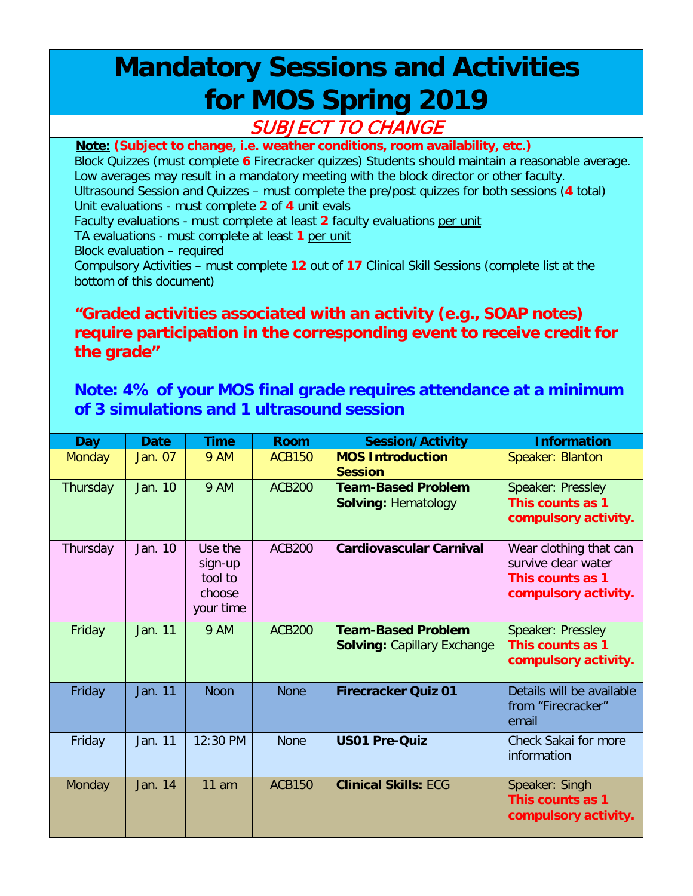# Mandatory Sessions and Activities for MOS Spring 2019

*SUBJECT TO CHANGE*

**Note:** **(Subject to change, i.e. weather conditions, room availability, etc.)**

Block Quizzes (must complete **6** Firecracker quizzes) Students should maintain a reasonable average. Low averages may result in a mandatory meeting with the block director or other faculty.
Ultrasound Session and Quizzes – must complete the pre/post quizzes for both sessions (**4** total)
Unit evaluations - must complete **2** of **4** unit evals
Faculty evaluations - must complete at least **2** faculty evaluations per unit
TA evaluations - must complete at least **1** per unit
Block evaluation – required
Compulsory Activities – must complete **12** out of **17** Clinical Skill Sessions (complete list at the bottom of this document)

**"Graded activities associated with an activity (e.g., SOAP notes) require participation in the corresponding event to receive credit for the grade"**

**Note: 4% of your MOS final grade requires attendance at a minimum of 3 simulations and 1 ultrasound session**

| Day | Date | Time | Room | Session/Activity | Information |
|---|---|---|---|---|---|
| Monday | Jan. 07 | 9 AM | ACB150 | **MOS Introduction Session** | Speaker: Blanton |
| Thursday | Jan. 10 | 9 AM | ACB200 | **Team-Based Problem Solving:** Hematology | Speaker: Pressley **This counts as 1 compulsory activity.** |
| Thursday | Jan. 10 | Use the sign-up tool to choose your time | ACB200 | **Cardiovascular Carnival** | Wear clothing that can survive clear water **This counts as 1 compulsory activity.** |
| Friday | Jan. 11 | 9 AM | ACB200 | **Team-Based Problem Solving:** Capillary Exchange | Speaker: Pressley **This counts as 1 compulsory activity.** |
| Friday | Jan. 11 | Noon | None | **Firecracker Quiz 01** | Details will be available from "Firecracker" email |
| Friday | Jan. 11 | 12:30 PM | None | **US01 Pre-Quiz** | Check Sakai for more information |
| Monday | Jan. 14 | 11 am | ACB150 | **Clinical Skills:** ECG | Speaker: Singh **This counts as 1 compulsory activity.** |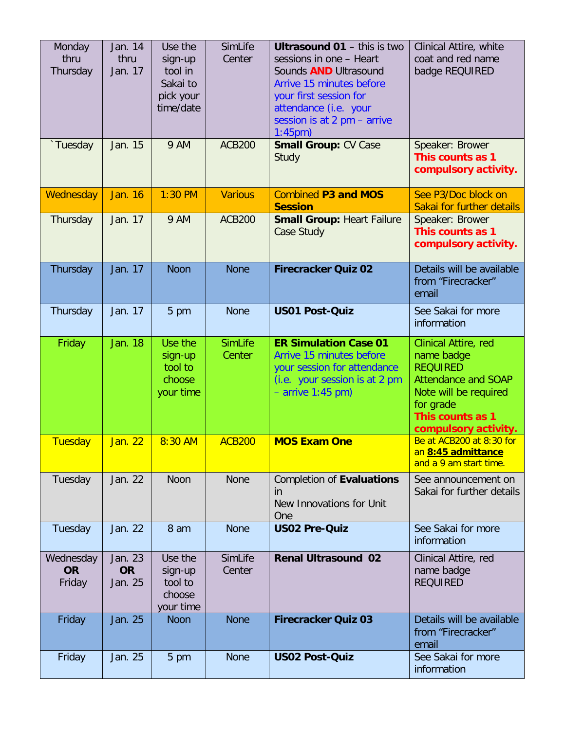| Monday thru Thursday | Jan. 14 thru Jan. 17 | Use the sign-up tool in Sakai to pick your time/date | SimLife Center | **Ultrasound 01** – this is two sessions in one – Heart Sounds **AND** Ultrasound Arrive 15 minutes before your first session for attendance (i.e. your session is at 2 pm – arrive 1:45pm) | Clinical Attire, white coat and red name badge REQUIRED |
|---|---|---|---|---|---|
| `Tuesday | Jan. 15 | 9 AM | ACB200 | **Small Group:** CV Case Study | Speaker: Brower **This counts as 1 compulsory activity.** |
| Wednesday | Jan. 16 | 1:30 PM | Various | Combined **P3 and MOS Session** | See P3/Doc block on Sakai for further details |
| Thursday | Jan. 17 | 9 AM | ACB200 | **Small Group:** Heart Failure Case Study | Speaker: Brower **This counts as 1 compulsory activity.** |
| Thursday | Jan. 17 | Noon | None | **Firecracker Quiz 02** | Details will be available from "Firecracker" email |
| Thursday | Jan. 17 | 5 pm | None | **US01 Post-Quiz** | See Sakai for more information |
| Friday | Jan. 18 | Use the sign-up tool to choose your time | SimLife Center | **ER Simulation Case 01** Arrive 15 minutes before your session for attendance (i.e. your session is at 2 pm – arrive 1:45 pm) | Clinical Attire, red name badge REQUIRED Attendance and SOAP Note will be required for grade **This counts as 1 compulsory activity.** |
| Tuesday | Jan. 22 | 8:30 AM | ACB200 | **MOS Exam One** | Be at ACB200 at 8:30 for an **8:45 admittance** and a 9 am start time. |
| Tuesday | Jan. 22 | Noon | None | Completion of **Evaluations** in New Innovations for Unit One | See announcement on Sakai for further details |
| Tuesday | Jan. 22 | 8 am | None | **US02 Pre-Quiz** | See Sakai for more information |
| Wednesday **OR** Friday | Jan. 23 **OR** Jan. 25 | Use the sign-up tool to choose your time | SimLife Center | **Renal Ultrasound 02** | Clinical Attire, red name badge REQUIRED |
| Friday | Jan. 25 | Noon | None | **Firecracker Quiz 03** | Details will be available from "Firecracker" email |
| Friday | Jan. 25 | 5 pm | None | **US02 Post-Quiz** | See Sakai for more information |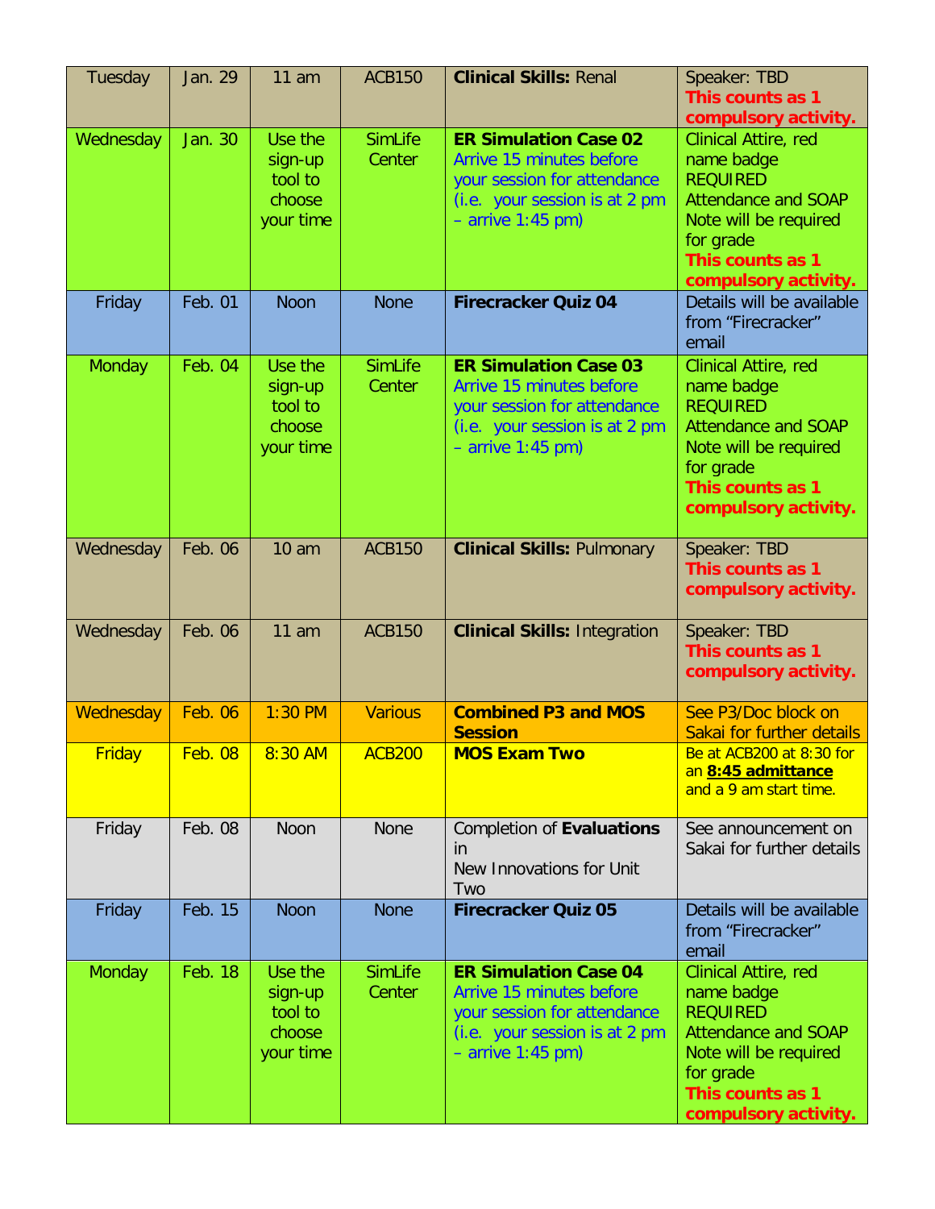| Tuesday | Jan. 29 | 11 am | ACB150 | **Clinical Skills:** Renal | Speaker: TBD **This counts as 1 compulsory activity.** |
|---|---|---|---|---|---|
| Wednesday | Jan. 30 | Use the sign-up tool to choose your time | SimLife Center | **ER Simulation Case 02** Arrive 15 minutes before your session for attendance (i.e. your session is at 2 pm – arrive 1:45 pm) | Clinical Attire, red name badge REQUIRED Attendance and SOAP Note will be required for grade **This counts as 1 compulsory activity.** |
| Friday | Feb. 01 | Noon | None | **Firecracker Quiz 04** | Details will be available from "Firecracker" email |
| Monday | Feb. 04 | Use the sign-up tool to choose your time | SimLife Center | **ER Simulation Case 03** Arrive 15 minutes before your session for attendance (i.e. your session is at 2 pm – arrive 1:45 pm) | Clinical Attire, red name badge REQUIRED Attendance and SOAP Note will be required for grade **This counts as 1 compulsory activity.** |
| Wednesday | Feb. 06 | 10 am | ACB150 | **Clinical Skills:** Pulmonary | Speaker: TBD **This counts as 1 compulsory activity.** |
| Wednesday | Feb. 06 | 11 am | ACB150 | **Clinical Skills:** Integration | Speaker: TBD **This counts as 1 compulsory activity.** |
| Wednesday | Feb. 06 | 1:30 PM | Various | **Combined P3 and MOS Session** | See P3/Doc block on Sakai for further details |
| Friday | Feb. 08 | 8:30 AM | ACB200 | **MOS Exam Two** | Be at ACB200 at 8:30 for an **8:45 admittance** and a 9 am start time. |
| Friday | Feb. 08 | Noon | None | Completion of **Evaluations** in New Innovations for Unit Two | See announcement on Sakai for further details |
| Friday | Feb. 15 | Noon | None | **Firecracker Quiz 05** | Details will be available from "Firecracker" email |
| Monday | Feb. 18 | Use the sign-up tool to choose your time | SimLife Center | **ER Simulation Case 04** Arrive 15 minutes before your session for attendance (i.e. your session is at 2 pm – arrive 1:45 pm) | Clinical Attire, red name badge REQUIRED Attendance and SOAP Note will be required for grade **This counts as 1 compulsory activity.** |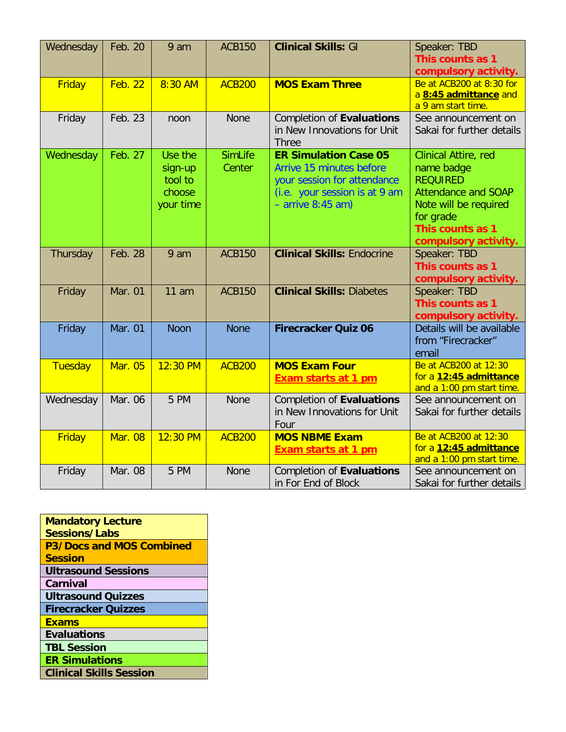| Wednesday | Feb. 20 | 9 am | ACB150 | **Clinical Skills:** GI | Speaker: TBD **This counts as 1 compulsory activity.** |
|---|---|---|---|---|---|
| Friday | Feb. 22 | 8:30 AM | ACB200 | **MOS Exam Three** | Be at ACB200 at 8:30 for a **8:45 admittance** and a 9 am start time. |
| Friday | Feb. 23 | noon | None | Completion of **Evaluations** in New Innovations for Unit Three | See announcement on Sakai for further details |
| Wednesday | Feb. 27 | Use the sign-up tool to choose your time | SimLife Center | **ER Simulation Case 05** Arrive 15 minutes before your session for attendance (i.e. your session is at 9 am – arrive 8:45 am) | Clinical Attire, red name badge REQUIRED Attendance and SOAP Note will be required for grade **This counts as 1 compulsory activity.** |
| Thursday | Feb. 28 | 9 am | ACB150 | **Clinical Skills:** Endocrine | Speaker: TBD **This counts as 1 compulsory activity.** |
| Friday | Mar. 01 | 11 am | ACB150 | **Clinical Skills:** Diabetes | Speaker: TBD **This counts as 1 compulsory activity.** |
| Friday | Mar. 01 | Noon | None | **Firecracker Quiz 06** | Details will be available from "Firecracker" email |
| Tuesday | Mar. 05 | 12:30 PM | ACB200 | **MOS Exam Four** **Exam starts at 1 pm** | Be at ACB200 at 12:30 for a **12:45 admittance** and a 1:00 pm start time. |
| Wednesday | Mar. 06 | 5 PM | None | Completion of **Evaluations** in New Innovations for Unit Four | See announcement on Sakai for further details |
| Friday | Mar. 08 | 12:30 PM | ACB200 | **MOS NBME Exam** **Exam starts at 1 pm** | Be at ACB200 at 12:30 for a **12:45 admittance** and a 1:00 pm start time. |
| Friday | Mar. 08 | 5 PM | None | Completion of **Evaluations** in For End of Block | See announcement on Sakai for further details |

| Legend |
|---|
| **Mandatory Lecture Sessions/Labs** |
| **P3/Docs and MOS Combined Session** |
| **Ultrasound Sessions** |
| **Carnival** |
| **Ultrasound Quizzes** |
| **Firecracker Quizzes** |
| **Exams** |
| **Evaluations** |
| **TBL Session** |
| **ER Simulations** |
| **Clinical Skills Session** |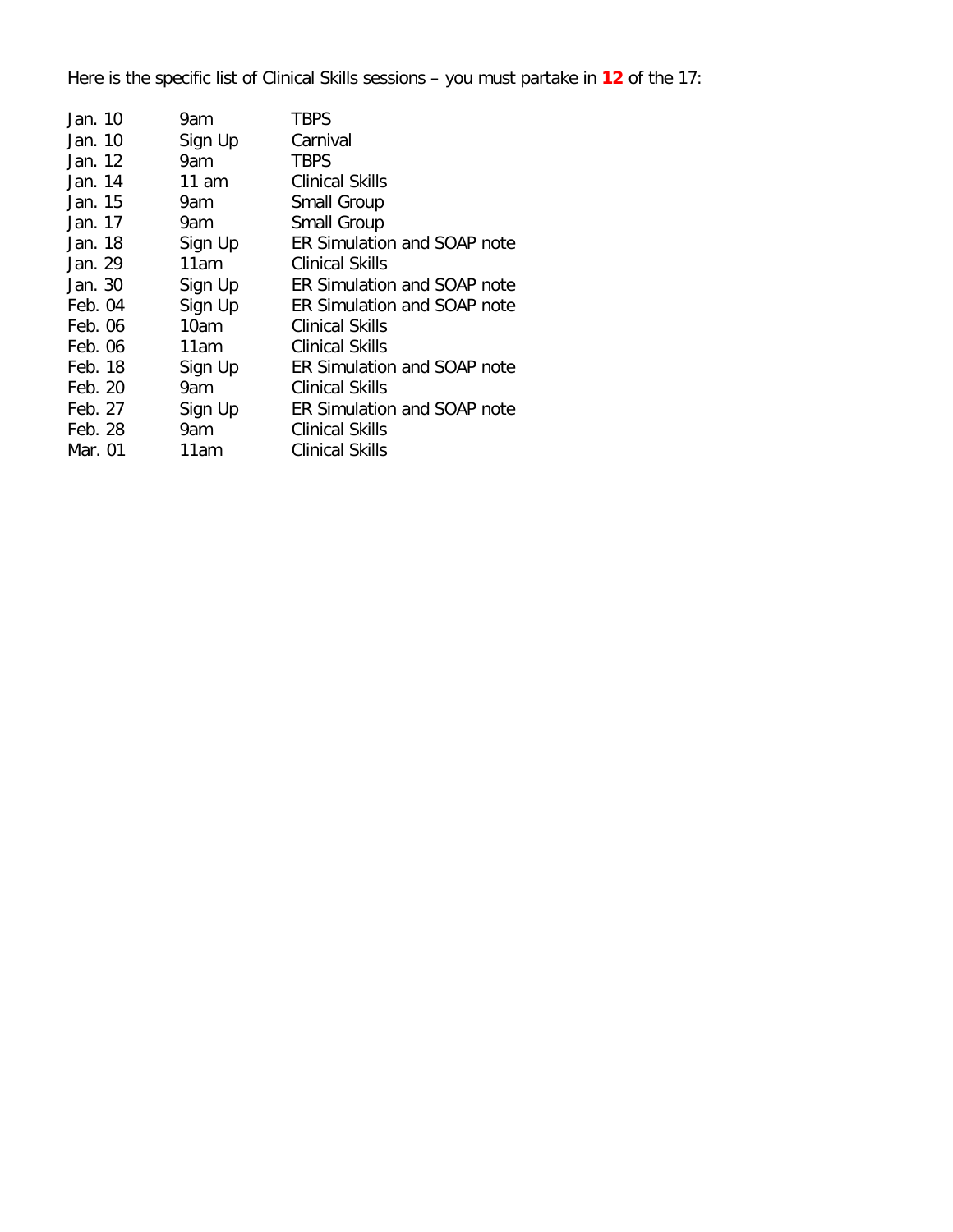Here is the specific list of Clinical Skills sessions – you must partake in **12** of the 17:

| | | |
|---|---|---|
| Jan. 10 | 9am | TBPS |
| Jan. 10 | Sign Up | Carnival |
| Jan. 12 | 9am | TBPS |
| Jan. 14 | 11 am | Clinical Skills |
| Jan. 15 | 9am | Small Group |
| Jan. 17 | 9am | Small Group |
| Jan. 18 | Sign Up | ER Simulation and SOAP note |
| Jan. 29 | 11am | Clinical Skills |
| Jan. 30 | Sign Up | ER Simulation and SOAP note |
| Feb. 04 | Sign Up | ER Simulation and SOAP note |
| Feb. 06 | 10am | Clinical Skills |
| Feb. 06 | 11am | Clinical Skills |
| Feb. 18 | Sign Up | ER Simulation and SOAP note |
| Feb. 20 | 9am | Clinical Skills |
| Feb. 27 | Sign Up | ER Simulation and SOAP note |
| Feb. 28 | 9am | Clinical Skills |
| Mar. 01 | 11am | Clinical Skills |